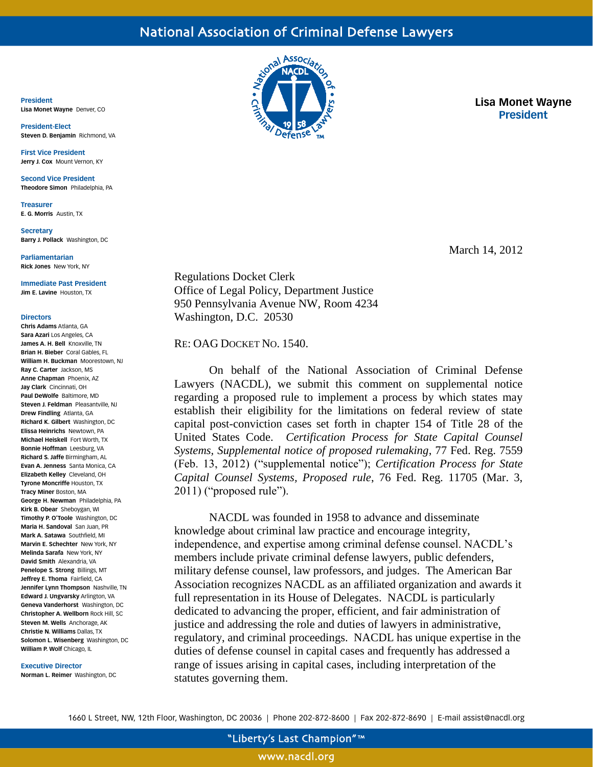# National Association of Criminal Defense Lawyers

**President**
**Lisa Monet Wayne** Denver, CO

**President-Elect**
**Steven D. Benjamin** Richmond, VA

**First Vice President**
**Jerry J. Cox** Mount Vernon, KY

**Second Vice President**
**Theodore Simon** Philadelphia, PA

**Treasurer**
**E. G. Morris** Austin, TX

**Secretary**
**Barry J. Pollack** Washington, DC

**Parliamentarian**
**Rick Jones** New York, NY

**Immediate Past President**
**Jim E. Lavine** Houston, TX

**Directors**
**Chris Adams** Atlanta, GA
**Sara Azari** Los Angeles, CA
**James A. H. Bell** Knoxville, TN
**Brian H. Bieber** Coral Gables, FL
**William H. Buckman** Moorestown, NJ
**Ray C. Carter** Jackson, MS
**Anne Chapman** Phoenix, AZ
**Jay Clark** Cincinnati, OH
**Paul DeWolfe** Baltimore, MD
**Steven J. Feldman** Pleasantville, NJ
**Drew Findling** Atlanta, GA
**Richard K. Gilbert** Washington, DC
**Elissa Heinrichs** Newtown, PA
**Michael Heiskell** Fort Worth, TX
**Bonnie Hoffman** Leesburg, VA
**Richard S. Jaffe** Birmingham, AL
**Evan A. Jenness** Santa Monica, CA
**Elizabeth Kelley** Cleveland, OH
**Tyrone Moncriffe** Houston, TX
**Tracy Miner** Boston, MA
**George H. Newman** Philadelphia, PA
**Kirk B. Obear** Sheboygan, WI
**Timothy P. O'Toole** Washington, DC
**Maria H. Sandoval** San Juan, PR
**Mark A. Satawa** Southfield, MI
**Marvin E. Schechter** New York, NY
**Melinda Sarafa** New York, NY
**David Smith** Alexandria, VA
**Penelope S. Strong** Billings, MT
**Jeffrey E. Thoma** Fairfield, CA
**Jennifer Lynn Thompson** Nashville, TN
**Edward J. Ungvarsky** Arlington, VA
**Geneva Vanderhorst** Washington, DC
**Christopher A. Wellborn** Rock Hill, SC
**Steven M. Wells** Anchorage, AK
**Christie N. Williams** Dallas, TX
**Solomon L. Wisenberg** Washington, DC
**William P. Wolf** Chicago, IL

**Executive Director**
**Norman L. Reimer** Washington, DC

**Lisa Monet Wayne**
**President**

March 14, 2012

Regulations Docket Clerk
Office of Legal Policy, Department Justice
950 Pennsylvania Avenue NW, Room 4234
Washington, D.C. 20530

RE: OAG DOCKET NO. 1540.

On behalf of the National Association of Criminal Defense Lawyers (NACDL), we submit this comment on supplemental notice regarding a proposed rule to implement a process by which states may establish their eligibility for the limitations on federal review of state capital post-conviction cases set forth in chapter 154 of Title 28 of the United States Code. *Certification Process for State Capital Counsel Systems, Supplemental notice of proposed rulemaking*, 77 Fed. Reg. 7559 (Feb. 13, 2012) ("supplemental notice"); *Certification Process for State Capital Counsel Systems, Proposed rule*, 76 Fed. Reg. 11705 (Mar. 3, 2011) ("proposed rule").

NACDL was founded in 1958 to advance and disseminate knowledge about criminal law practice and encourage integrity, independence, and expertise among criminal defense counsel. NACDL's members include private criminal defense lawyers, public defenders, military defense counsel, law professors, and judges. The American Bar Association recognizes NACDL as an affiliated organization and awards it full representation in its House of Delegates. NACDL is particularly dedicated to advancing the proper, efficient, and fair administration of justice and addressing the role and duties of lawyers in administrative, regulatory, and criminal proceedings. NACDL has unique expertise in the duties of defense counsel in capital cases and frequently has addressed a range of issues arising in capital cases, including interpretation of the statutes governing them.

1660 L Street, NW, 12th Floor, Washington, DC 20036 | Phone 202-872-8600 | Fax 202-872-8690 | E-mail assist@nacdl.org

"Liberty's Last Champion"™

www.nacdl.org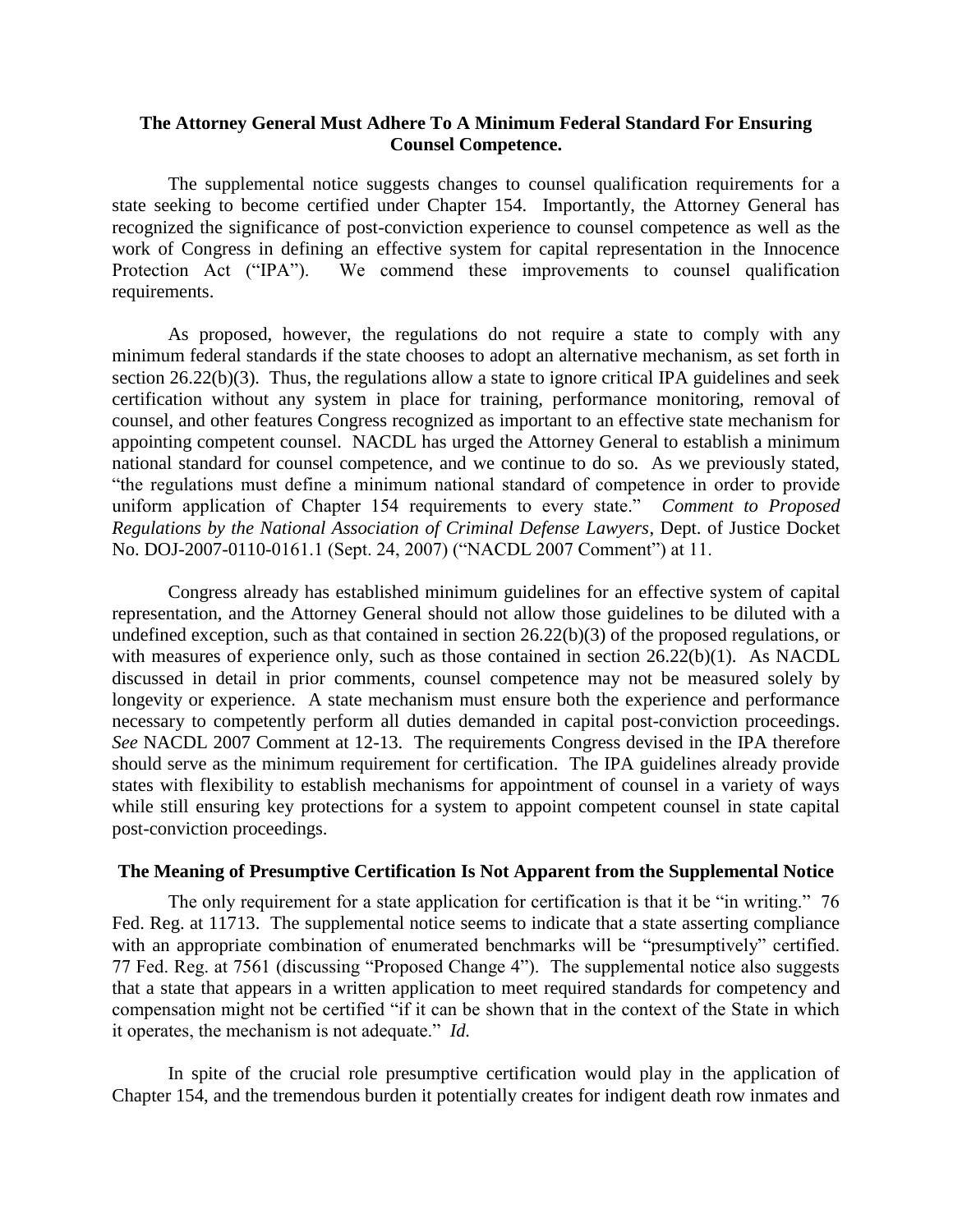**The Attorney General Must Adhere To A Minimum Federal Standard For Ensuring Counsel Competence.**

The supplemental notice suggests changes to counsel qualification requirements for a state seeking to become certified under Chapter 154. Importantly, the Attorney General has recognized the significance of post-conviction experience to counsel competence as well as the work of Congress in defining an effective system for capital representation in the Innocence Protection Act ("IPA"). We commend these improvements to counsel qualification requirements.

As proposed, however, the regulations do not require a state to comply with any minimum federal standards if the state chooses to adopt an alternative mechanism, as set forth in section 26.22(b)(3). Thus, the regulations allow a state to ignore critical IPA guidelines and seek certification without any system in place for training, performance monitoring, removal of counsel, and other features Congress recognized as important to an effective state mechanism for appointing competent counsel. NACDL has urged the Attorney General to establish a minimum national standard for counsel competence, and we continue to do so. As we previously stated, "the regulations must define a minimum national standard of competence in order to provide uniform application of Chapter 154 requirements to every state." *Comment to Proposed Regulations by the National Association of Criminal Defense Lawyers*, Dept. of Justice Docket No. DOJ-2007-0110-0161.1 (Sept. 24, 2007) ("NACDL 2007 Comment") at 11.

Congress already has established minimum guidelines for an effective system of capital representation, and the Attorney General should not allow those guidelines to be diluted with a undefined exception, such as that contained in section 26.22(b)(3) of the proposed regulations, or with measures of experience only, such as those contained in section 26.22(b)(1). As NACDL discussed in detail in prior comments, counsel competence may not be measured solely by longevity or experience. A state mechanism must ensure both the experience and performance necessary to competently perform all duties demanded in capital post-conviction proceedings. *See* NACDL 2007 Comment at 12-13. The requirements Congress devised in the IPA therefore should serve as the minimum requirement for certification. The IPA guidelines already provide states with flexibility to establish mechanisms for appointment of counsel in a variety of ways while still ensuring key protections for a system to appoint competent counsel in state capital post-conviction proceedings.

**The Meaning of Presumptive Certification Is Not Apparent from the Supplemental Notice**

The only requirement for a state application for certification is that it be "in writing." 76 Fed. Reg. at 11713. The supplemental notice seems to indicate that a state asserting compliance with an appropriate combination of enumerated benchmarks will be "presumptively" certified. 77 Fed. Reg. at 7561 (discussing "Proposed Change 4"). The supplemental notice also suggests that a state that appears in a written application to meet required standards for competency and compensation might not be certified "if it can be shown that in the context of the State in which it operates, the mechanism is not adequate." *Id.*

In spite of the crucial role presumptive certification would play in the application of Chapter 154, and the tremendous burden it potentially creates for indigent death row inmates and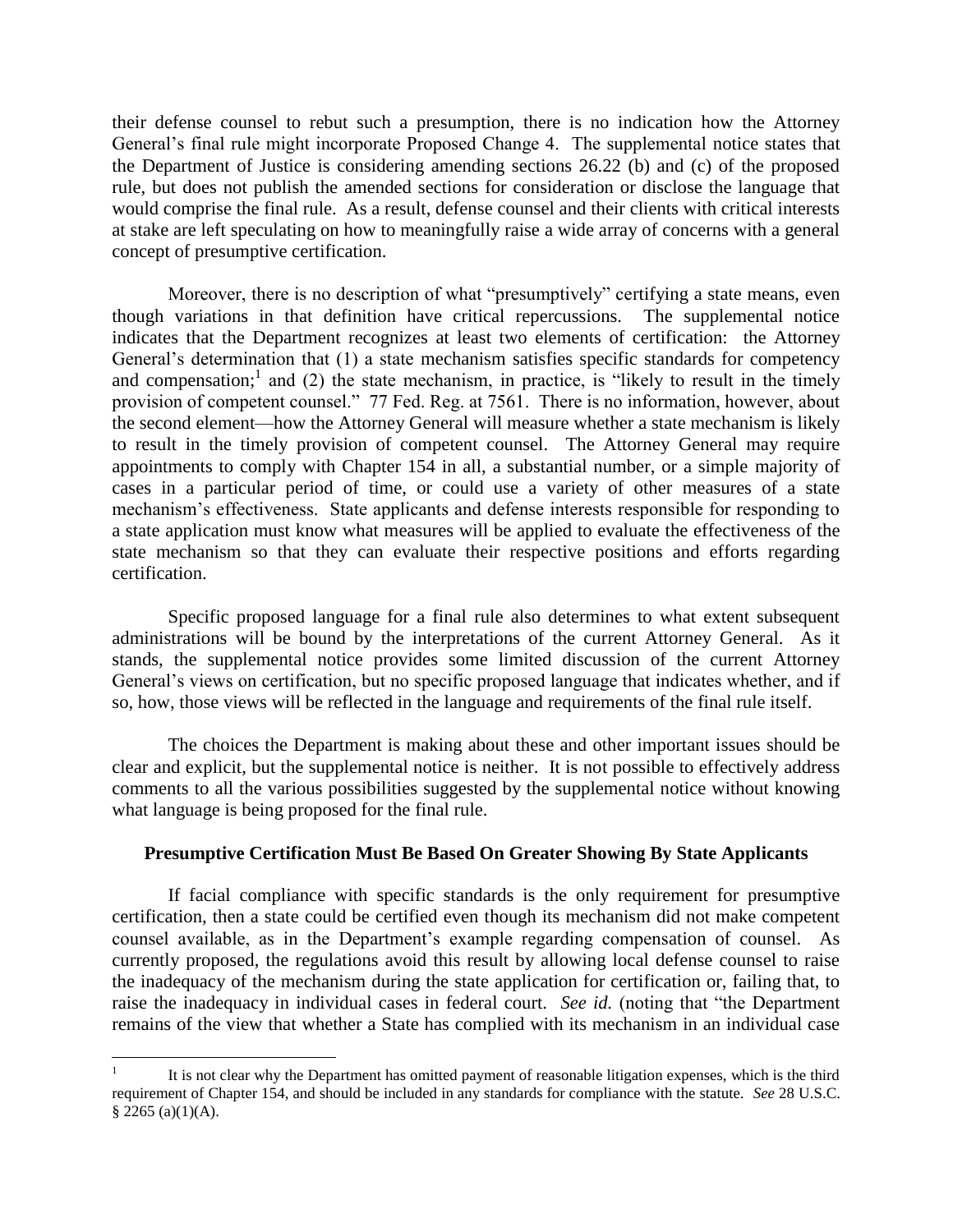their defense counsel to rebut such a presumption, there is no indication how the Attorney General's final rule might incorporate Proposed Change 4. The supplemental notice states that the Department of Justice is considering amending sections 26.22 (b) and (c) of the proposed rule, but does not publish the amended sections for consideration or disclose the language that would comprise the final rule. As a result, defense counsel and their clients with critical interests at stake are left speculating on how to meaningfully raise a wide array of concerns with a general concept of presumptive certification.

Moreover, there is no description of what "presumptively" certifying a state means, even though variations in that definition have critical repercussions. The supplemental notice indicates that the Department recognizes at least two elements of certification: the Attorney General's determination that (1) a state mechanism satisfies specific standards for competency and compensation;[1] and (2) the state mechanism, in practice, is "likely to result in the timely provision of competent counsel." 77 Fed. Reg. at 7561. There is no information, however, about the second element—how the Attorney General will measure whether a state mechanism is likely to result in the timely provision of competent counsel. The Attorney General may require appointments to comply with Chapter 154 in all, a substantial number, or a simple majority of cases in a particular period of time, or could use a variety of other measures of a state mechanism's effectiveness. State applicants and defense interests responsible for responding to a state application must know what measures will be applied to evaluate the effectiveness of the state mechanism so that they can evaluate their respective positions and efforts regarding certification.

Specific proposed language for a final rule also determines to what extent subsequent administrations will be bound by the interpretations of the current Attorney General. As it stands, the supplemental notice provides some limited discussion of the current Attorney General's views on certification, but no specific proposed language that indicates whether, and if so, how, those views will be reflected in the language and requirements of the final rule itself.

The choices the Department is making about these and other important issues should be clear and explicit, but the supplemental notice is neither. It is not possible to effectively address comments to all the various possibilities suggested by the supplemental notice without knowing what language is being proposed for the final rule.

**Presumptive Certification Must Be Based On Greater Showing By State Applicants**

If facial compliance with specific standards is the only requirement for presumptive certification, then a state could be certified even though its mechanism did not make competent counsel available, as in the Department's example regarding compensation of counsel. As currently proposed, the regulations avoid this result by allowing local defense counsel to raise the inadequacy of the mechanism during the state application for certification or, failing that, to raise the inadequacy in individual cases in federal court. *See id.* (noting that "the Department remains of the view that whether a State has complied with its mechanism in an individual case

[1] It is not clear why the Department has omitted payment of reasonable litigation expenses, which is the third requirement of Chapter 154, and should be included in any standards for compliance with the statute. *See* 28 U.S.C. § 2265 (a)(1)(A).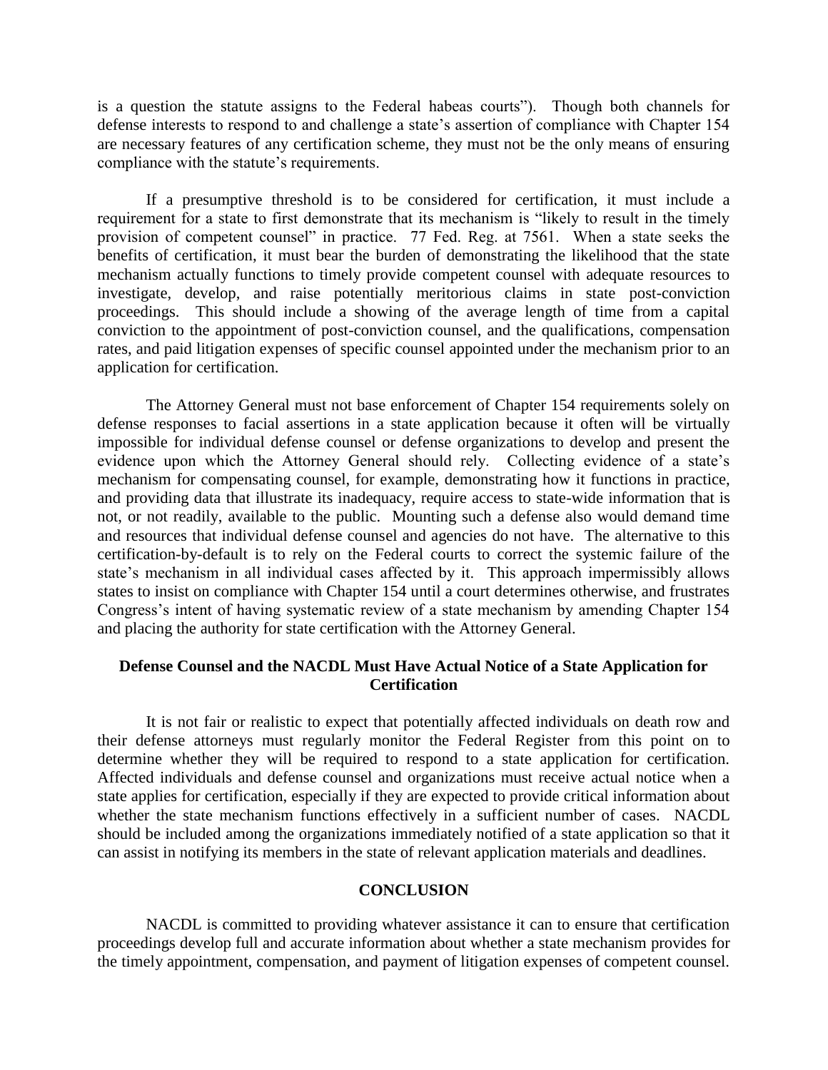is a question the statute assigns to the Federal habeas courts"). Though both channels for defense interests to respond to and challenge a state's assertion of compliance with Chapter 154 are necessary features of any certification scheme, they must not be the only means of ensuring compliance with the statute's requirements.

If a presumptive threshold is to be considered for certification, it must include a requirement for a state to first demonstrate that its mechanism is "likely to result in the timely provision of competent counsel" in practice. 77 Fed. Reg. at 7561. When a state seeks the benefits of certification, it must bear the burden of demonstrating the likelihood that the state mechanism actually functions to timely provide competent counsel with adequate resources to investigate, develop, and raise potentially meritorious claims in state post-conviction proceedings. This should include a showing of the average length of time from a capital conviction to the appointment of post-conviction counsel, and the qualifications, compensation rates, and paid litigation expenses of specific counsel appointed under the mechanism prior to an application for certification.

The Attorney General must not base enforcement of Chapter 154 requirements solely on defense responses to facial assertions in a state application because it often will be virtually impossible for individual defense counsel or defense organizations to develop and present the evidence upon which the Attorney General should rely. Collecting evidence of a state's mechanism for compensating counsel, for example, demonstrating how it functions in practice, and providing data that illustrate its inadequacy, require access to state-wide information that is not, or not readily, available to the public. Mounting such a defense also would demand time and resources that individual defense counsel and agencies do not have. The alternative to this certification-by-default is to rely on the Federal courts to correct the systemic failure of the state's mechanism in all individual cases affected by it. This approach impermissibly allows states to insist on compliance with Chapter 154 until a court determines otherwise, and frustrates Congress's intent of having systematic review of a state mechanism by amending Chapter 154 and placing the authority for state certification with the Attorney General.

## Defense Counsel and the NACDL Must Have Actual Notice of a State Application for Certification

It is not fair or realistic to expect that potentially affected individuals on death row and their defense attorneys must regularly monitor the Federal Register from this point on to determine whether they will be required to respond to a state application for certification. Affected individuals and defense counsel and organizations must receive actual notice when a state applies for certification, especially if they are expected to provide critical information about whether the state mechanism functions effectively in a sufficient number of cases. NACDL should be included among the organizations immediately notified of a state application so that it can assist in notifying its members in the state of relevant application materials and deadlines.

## CONCLUSION

NACDL is committed to providing whatever assistance it can to ensure that certification proceedings develop full and accurate information about whether a state mechanism provides for the timely appointment, compensation, and payment of litigation expenses of competent counsel.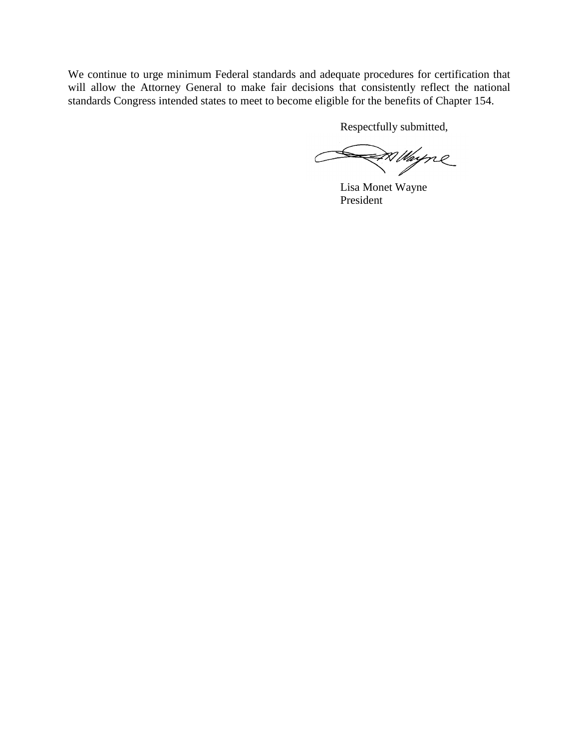We continue to urge minimum Federal standards and adequate procedures for certification that will allow the Attorney General to make fair decisions that consistently reflect the national standards Congress intended states to meet to become eligible for the benefits of Chapter 154.

Respectfully submitted,

Lisa Monet Wayne
President